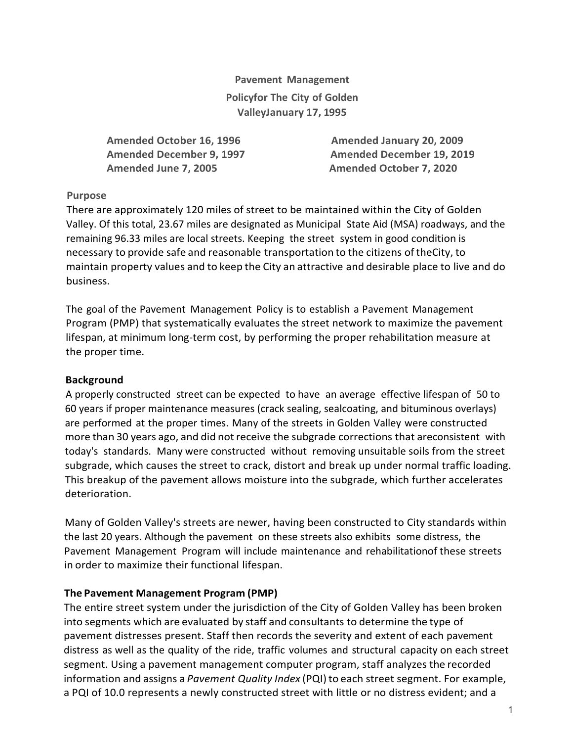**Pavement Management Policyfor The City of Golden ValleyJanuary 17, 1995**

**Amended October 16, 1996**
**Amended December 9, 1997**
**Amended June 7, 2005**
**Amended January 20, 2009**
**Amended December 19, 2019**
**Amended October 7, 2020**

**Purpose**

There are approximately 120 miles of street to be maintained within the City of Golden Valley. Of this total, 23.67 miles are designated as Municipal State Aid (MSA) roadways, and the remaining 96.33 miles are local streets. Keeping the street system in good condition is necessary to provide safe and reasonable transportation to the citizens of theCity, to maintain property values and to keep the City an attractive and desirable place to live and do business.

The goal of the Pavement Management Policy is to establish a Pavement Management Program (PMP) that systematically evaluates the street network to maximize the pavement lifespan, at minimum long-term cost, by performing the proper rehabilitation measure at the proper time.

**Background**

A properly constructed street can be expected to have an average effective lifespan of 50 to 60 years if proper maintenance measures (crack sealing, sealcoating, and bituminous overlays) are performed at the proper times. Many of the streets in Golden Valley were constructed more than 30 years ago, and did not receive the subgrade corrections that areconsistent with today's standards. Many were constructed without removing unsuitable soils from the street subgrade, which causes the street to crack, distort and break up under normal traffic loading. This breakup of the pavement allows moisture into the subgrade, which further accelerates deterioration.

Many of Golden Valley's streets are newer, having been constructed to City standards within the last 20 years. Although the pavement on these streets also exhibits some distress, the Pavement Management Program will include maintenance and rehabilitationof these streets in order to maximize their functional lifespan.

**The Pavement Management Program (PMP)**

The entire street system under the jurisdiction of the City of Golden Valley has been broken into segments which are evaluated by staff and consultants to determine the type of pavement distresses present. Staff then records the severity and extent of each pavement distress as well as the quality of the ride, traffic volumes and structural capacity on each street segment. Using a pavement management computer program, staff analyzes the recorded information and assigns a *Pavement Quality Index* (PQI) to each street segment. For example, a PQI of 10.0 represents a newly constructed street with little or no distress evident; and a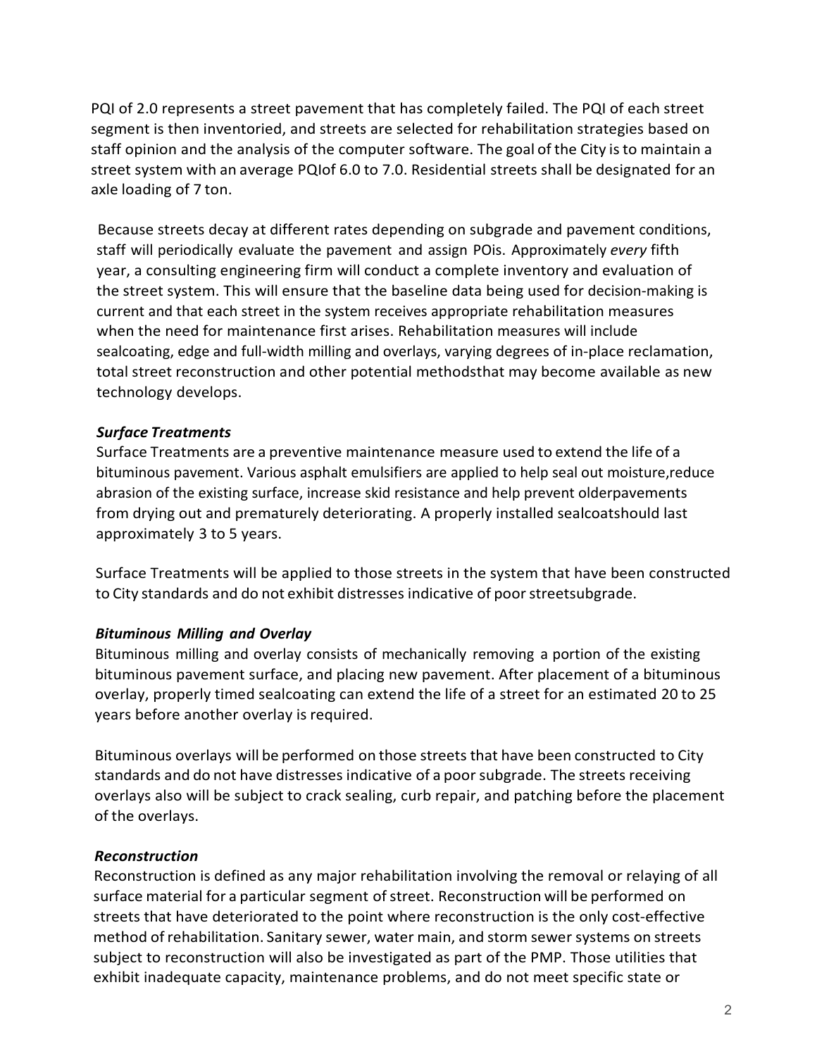PQI of 2.0 represents a street pavement that has completely failed. The PQI of each street segment is then inventoried, and streets are selected for rehabilitation strategies based on staff opinion and the analysis of the computer software. The goal of the City is to maintain a street system with an average PQIof 6.0 to 7.0. Residential streets shall be designated for an axle loading of 7 ton.

Because streets decay at different rates depending on subgrade and pavement conditions, staff will periodically evaluate the pavement and assign POis. Approximately *every* fifth year, a consulting engineering firm will conduct a complete inventory and evaluation of the street system. This will ensure that the baseline data being used for decision-making is current and that each street in the system receives appropriate rehabilitation measures when the need for maintenance first arises. Rehabilitation measures will include sealcoating, edge and full-width milling and overlays, varying degrees of in-place reclamation, total street reconstruction and other potential methodsthat may become available as new technology develops.

***Surface Treatments***

Surface Treatments are a preventive maintenance measure used to extend the life of a bituminous pavement. Various asphalt emulsifiers are applied to help seal out moisture,reduce abrasion of the existing surface, increase skid resistance and help prevent olderpavements from drying out and prematurely deteriorating. A properly installed sealcoatshould last approximately 3 to 5 years.

Surface Treatments will be applied to those streets in the system that have been constructed to City standards and do not exhibit distresses indicative of poor streetsubgrade.

***Bituminous Milling and Overlay***

Bituminous milling and overlay consists of mechanically removing a portion of the existing bituminous pavement surface, and placing new pavement. After placement of a bituminous overlay, properly timed sealcoating can extend the life of a street for an estimated 20 to 25 years before another overlay is required.

Bituminous overlays will be performed on those streets that have been constructed to City standards and do not have distresses indicative of a poor subgrade. The streets receiving overlays also will be subject to crack sealing, curb repair, and patching before the placement of the overlays.

***Reconstruction***

Reconstruction is defined as any major rehabilitation involving the removal or relaying of all surface material for a particular segment of street. Reconstruction will be performed on streets that have deteriorated to the point where reconstruction is the only cost-effective method of rehabilitation. Sanitary sewer, water main, and storm sewer systems on streets subject to reconstruction will also be investigated as part of the PMP. Those utilities that exhibit inadequate capacity, maintenance problems, and do not meet specific state or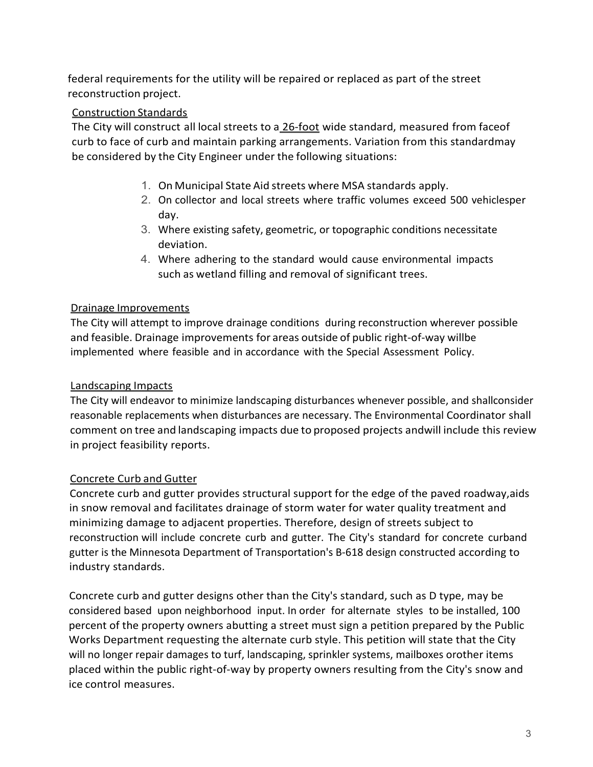federal requirements for the utility will be repaired or replaced as part of the street reconstruction project.

Construction Standards

The City will construct all local streets to a 26-foot wide standard, measured from faceof curb to face of curb and maintain parking arrangements. Variation from this standardmay be considered by the City Engineer under the following situations:

1. On Municipal State Aid streets where MSA standards apply.
2. On collector and local streets where traffic volumes exceed 500 vehiclesper day.
3. Where existing safety, geometric, or topographic conditions necessitate deviation.
4. Where adhering to the standard would cause environmental impacts such as wetland filling and removal of significant trees.

Drainage Improvements

The City will attempt to improve drainage conditions during reconstruction wherever possible and feasible. Drainage improvements for areas outside of public right-of-way willbe implemented where feasible and in accordance with the Special Assessment Policy.

Landscaping Impacts

The City will endeavor to minimize landscaping disturbances whenever possible, and shallconsider reasonable replacements when disturbances are necessary. The Environmental Coordinator shall comment on tree and landscaping impacts due to proposed projects andwill include this review in project feasibility reports.

Concrete Curb and Gutter

Concrete curb and gutter provides structural support for the edge of the paved roadway,aids in snow removal and facilitates drainage of storm water for water quality treatment and minimizing damage to adjacent properties. Therefore, design of streets subject to reconstruction will include concrete curb and gutter. The City's standard for concrete curband gutter is the Minnesota Department of Transportation's B-618 design constructed according to industry standards.

Concrete curb and gutter designs other than the City's standard, such as D type, may be considered based upon neighborhood input. In order for alternate styles to be installed, 100 percent of the property owners abutting a street must sign a petition prepared by the Public Works Department requesting the alternate curb style. This petition will state that the City will no longer repair damages to turf, landscaping, sprinkler systems, mailboxes orother items placed within the public right-of-way by property owners resulting from the City's snow and ice control measures.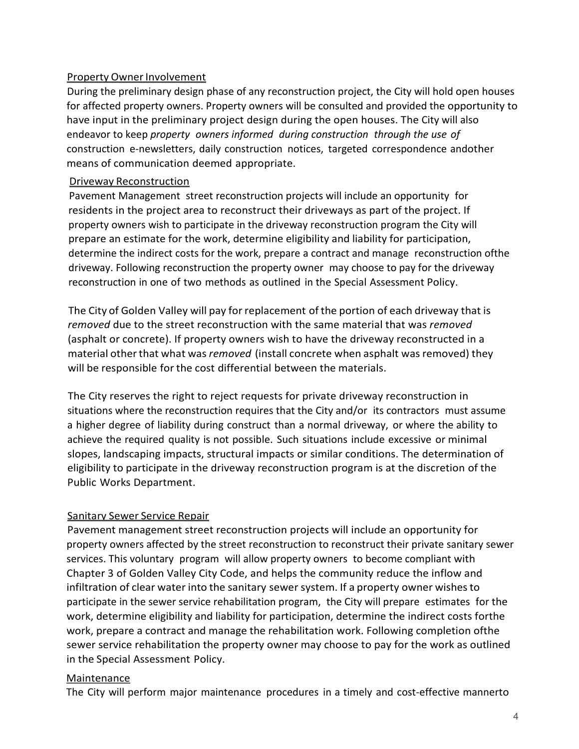Property Owner Involvement

During the preliminary design phase of any reconstruction project, the City will hold open houses for affected property owners. Property owners will be consulted and provided the opportunity to have input in the preliminary project design during the open houses. The City will also endeavor to keep *property owners informed during construction through the use of* construction e-newsletters, daily construction notices, targeted correspondence andother means of communication deemed appropriate.

Driveway Reconstruction

Pavement Management street reconstruction projects will include an opportunity for residents in the project area to reconstruct their driveways as part of the project. If property owners wish to participate in the driveway reconstruction program the City will prepare an estimate for the work, determine eligibility and liability for participation, determine the indirect costs for the work, prepare a contract and manage reconstruction ofthe driveway. Following reconstruction the property owner may choose to pay for the driveway reconstruction in one of two methods as outlined in the Special Assessment Policy.

The City of Golden Valley will pay for replacement of the portion of each driveway that is *removed* due to the street reconstruction with the same material that was *removed* (asphalt or concrete). If property owners wish to have the driveway reconstructed in a material other that what was *removed* (install concrete when asphalt was removed) they will be responsible for the cost differential between the materials.

The City reserves the right to reject requests for private driveway reconstruction in situations where the reconstruction requires that the City and/or its contractors must assume a higher degree of liability during construct than a normal driveway, or where the ability to achieve the required quality is not possible. Such situations include excessive or minimal slopes, landscaping impacts, structural impacts or similar conditions. The determination of eligibility to participate in the driveway reconstruction program is at the discretion of the Public Works Department.

Sanitary Sewer Service Repair

Pavement management street reconstruction projects will include an opportunity for property owners affected by the street reconstruction to reconstruct their private sanitary sewer services. This voluntary program will allow property owners to become compliant with Chapter 3 of Golden Valley City Code, and helps the community reduce the inflow and infiltration of clear water into the sanitary sewer system. If a property owner wishes to participate in the sewer service rehabilitation program, the City will prepare estimates for the work, determine eligibility and liability for participation, determine the indirect costs forthe work, prepare a contract and manage the rehabilitation work. Following completion ofthe sewer service rehabilitation the property owner may choose to pay for the work as outlined in the Special Assessment Policy.

Maintenance

The City will perform major maintenance procedures in a timely and cost-effective mannerto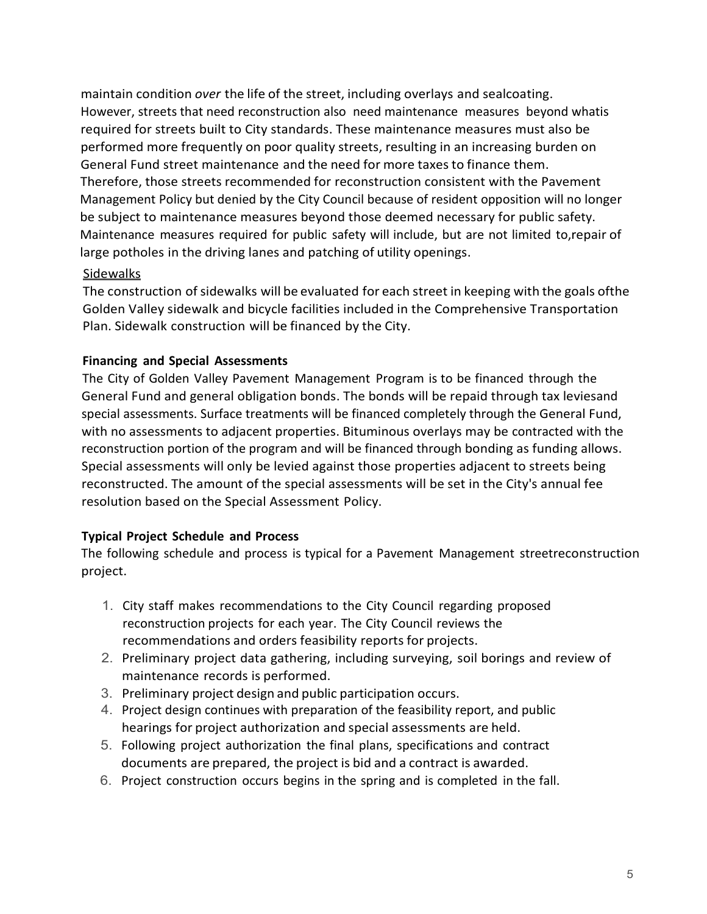maintain condition *over* the life of the street, including overlays and sealcoating. However, streets that need reconstruction also need maintenance measures beyond whatis required for streets built to City standards. These maintenance measures must also be performed more frequently on poor quality streets, resulting in an increasing burden on General Fund street maintenance and the need for more taxes to finance them. Therefore, those streets recommended for reconstruction consistent with the Pavement Management Policy but denied by the City Council because of resident opposition will no longer be subject to maintenance measures beyond those deemed necessary for public safety. Maintenance measures required for public safety will include, but are not limited to,repair of large potholes in the driving lanes and patching of utility openings.

<u>Sidewalks</u>

The construction of sidewalks will be evaluated for each street in keeping with the goals ofthe Golden Valley sidewalk and bicycle facilities included in the Comprehensive Transportation Plan. Sidewalk construction will be financed by the City.

**Financing and Special Assessments**

The City of Golden Valley Pavement Management Program is to be financed through the General Fund and general obligation bonds. The bonds will be repaid through tax leviesand special assessments. Surface treatments will be financed completely through the General Fund, with no assessments to adjacent properties. Bituminous overlays may be contracted with the reconstruction portion of the program and will be financed through bonding as funding allows. Special assessments will only be levied against those properties adjacent to streets being reconstructed. The amount of the special assessments will be set in the City's annual fee resolution based on the Special Assessment Policy.

**Typical Project Schedule and Process**

The following schedule and process is typical for a Pavement Management streetreconstruction project.

1. City staff makes recommendations to the City Council regarding proposed reconstruction projects for each year. The City Council reviews the recommendations and orders feasibility reports for projects.
2. Preliminary project data gathering, including surveying, soil borings and review of maintenance records is performed.
3. Preliminary project design and public participation occurs.
4. Project design continues with preparation of the feasibility report, and public hearings for project authorization and special assessments are held.
5. Following project authorization the final plans, specifications and contract documents are prepared, the project is bid and a contract is awarded.
6. Project construction occurs begins in the spring and is completed in the fall.